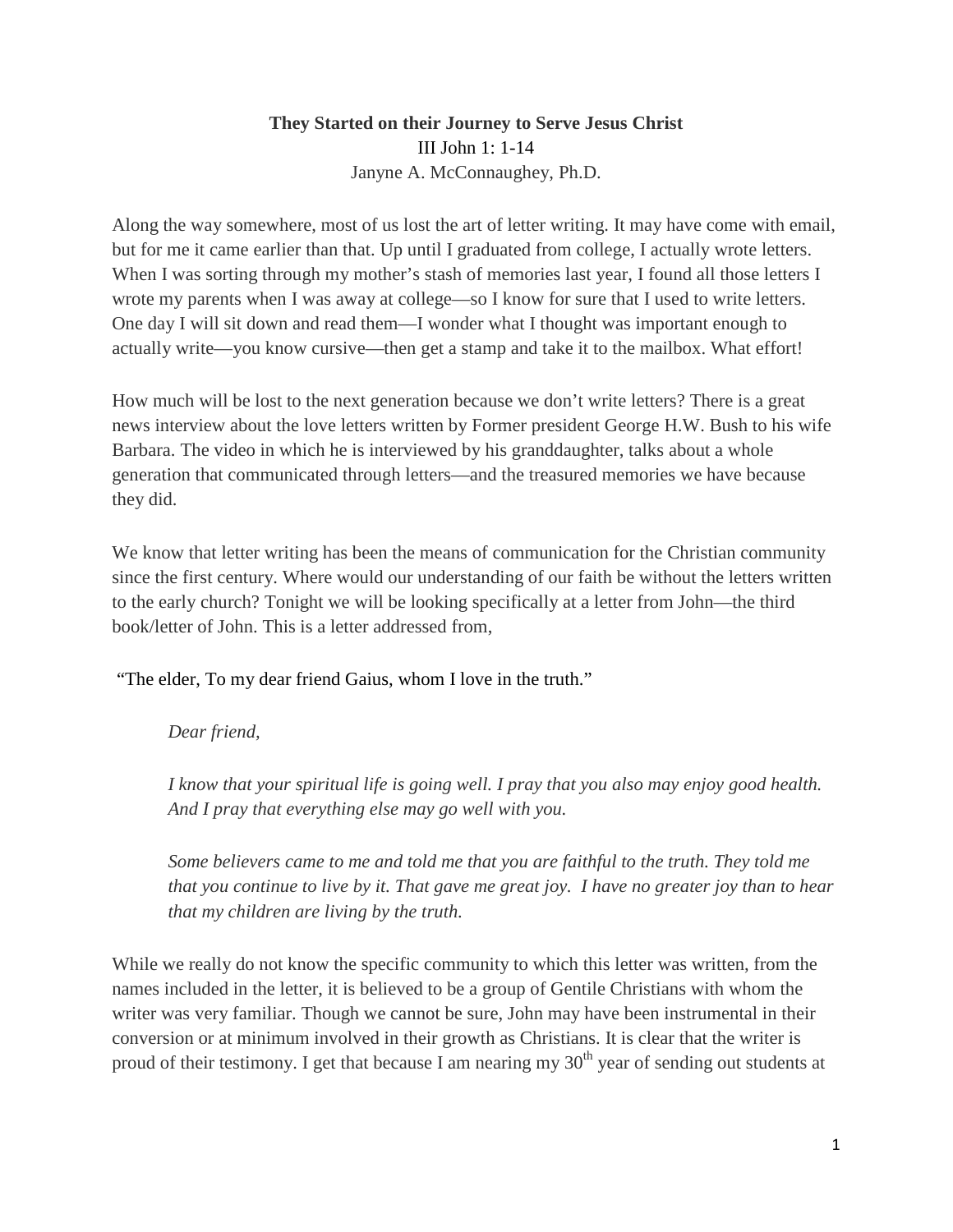**They Started on their Journey to Serve Jesus Christ**

III John 1: 1-14

Janyne A. McConnaughey, Ph.D.

Along the way somewhere, most of us lost the art of letter writing. It may have come with email, but for me it came earlier than that. Up until I graduated from college, I actually wrote letters. When I was sorting through my mother's stash of memories last year, I found all those letters I wrote my parents when I was away at college—so I know for sure that I used to write letters. One day I will sit down and read them—I wonder what I thought was important enough to actually write—you know cursive—then get a stamp and take it to the mailbox. What effort!

How much will be lost to the next generation because we don't write letters? There is a great news interview about the love letters written by Former president George H.W. Bush to his wife Barbara. The video in which he is interviewed by his granddaughter, talks about a whole generation that communicated through letters—and the treasured memories we have because they did.

We know that letter writing has been the means of communication for the Christian community since the first century. Where would our understanding of our faith be without the letters written to the early church? Tonight we will be looking specifically at a letter from John—the third book/letter of John. This is a letter addressed from,

"The elder, To my dear friend Gaius, whom I love in the truth."

> *Dear friend,*
>
> *I know that your spiritual life is going well. I pray that you also may enjoy good health. And I pray that everything else may go well with you.*
>
> *Some believers came to me and told me that you are faithful to the truth. They told me that you continue to live by it. That gave me great joy. I have no greater joy than to hear that my children are living by the truth.*

While we really do not know the specific community to which this letter was written, from the names included in the letter, it is believed to be a group of Gentile Christians with whom the writer was very familiar. Though we cannot be sure, John may have been instrumental in their conversion or at minimum involved in their growth as Christians. It is clear that the writer is proud of their testimony. I get that because I am nearing my 30th year of sending out students at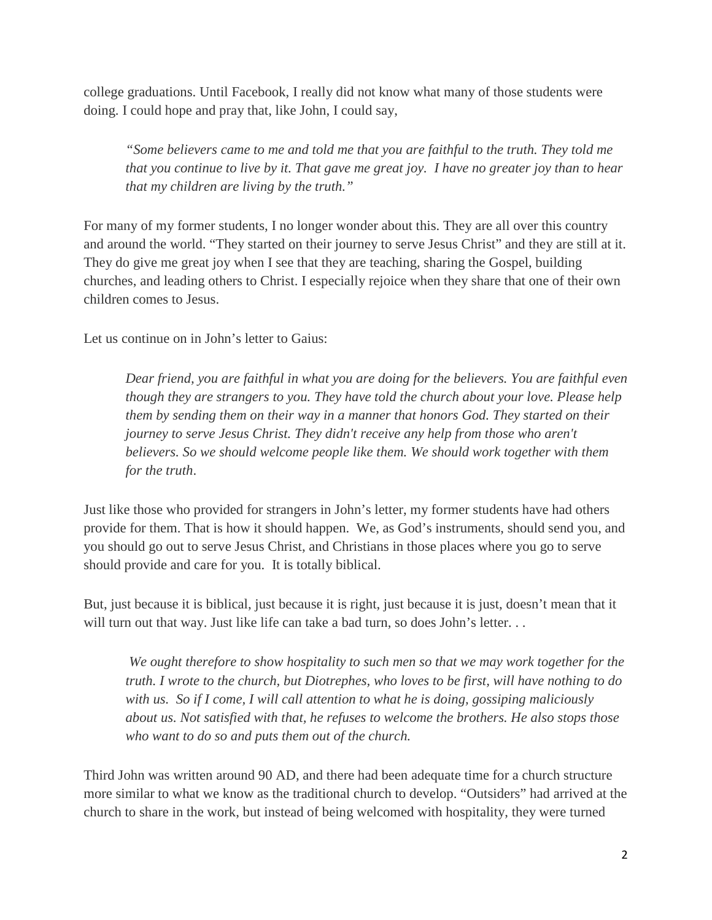college graduations. Until Facebook, I really did not know what many of those students were doing. I could hope and pray that, like John, I could say,

> *"Some believers came to me and told me that you are faithful to the truth. They told me that you continue to live by it. That gave me great joy. I have no greater joy than to hear that my children are living by the truth."*

For many of my former students, I no longer wonder about this. They are all over this country and around the world. "They started on their journey to serve Jesus Christ" and they are still at it. They do give me great joy when I see that they are teaching, sharing the Gospel, building churches, and leading others to Christ. I especially rejoice when they share that one of their own children comes to Jesus.

Let us continue on in John's letter to Gaius:

> *Dear friend, you are faithful in what you are doing for the believers. You are faithful even though they are strangers to you. They have told the church about your love. Please help them by sending them on their way in a manner that honors God. They started on their journey to serve Jesus Christ. They didn't receive any help from those who aren't believers. So we should welcome people like them. We should work together with them for the truth*.

Just like those who provided for strangers in John's letter, my former students have had others provide for them. That is how it should happen. We, as God's instruments, should send you, and you should go out to serve Jesus Christ, and Christians in those places where you go to serve should provide and care for you. It is totally biblical.

But, just because it is biblical, just because it is right, just because it is just, doesn't mean that it will turn out that way. Just like life can take a bad turn, so does John's letter. . .

> *We ought therefore to show hospitality to such men so that we may work together for the truth. I wrote to the church, but Diotrephes, who loves to be first, will have nothing to do with us. So if I come, I will call attention to what he is doing, gossiping maliciously about us. Not satisfied with that, he refuses to welcome the brothers. He also stops those who want to do so and puts them out of the church.*

Third John was written around 90 AD, and there had been adequate time for a church structure more similar to what we know as the traditional church to develop. "Outsiders" had arrived at the church to share in the work, but instead of being welcomed with hospitality, they were turned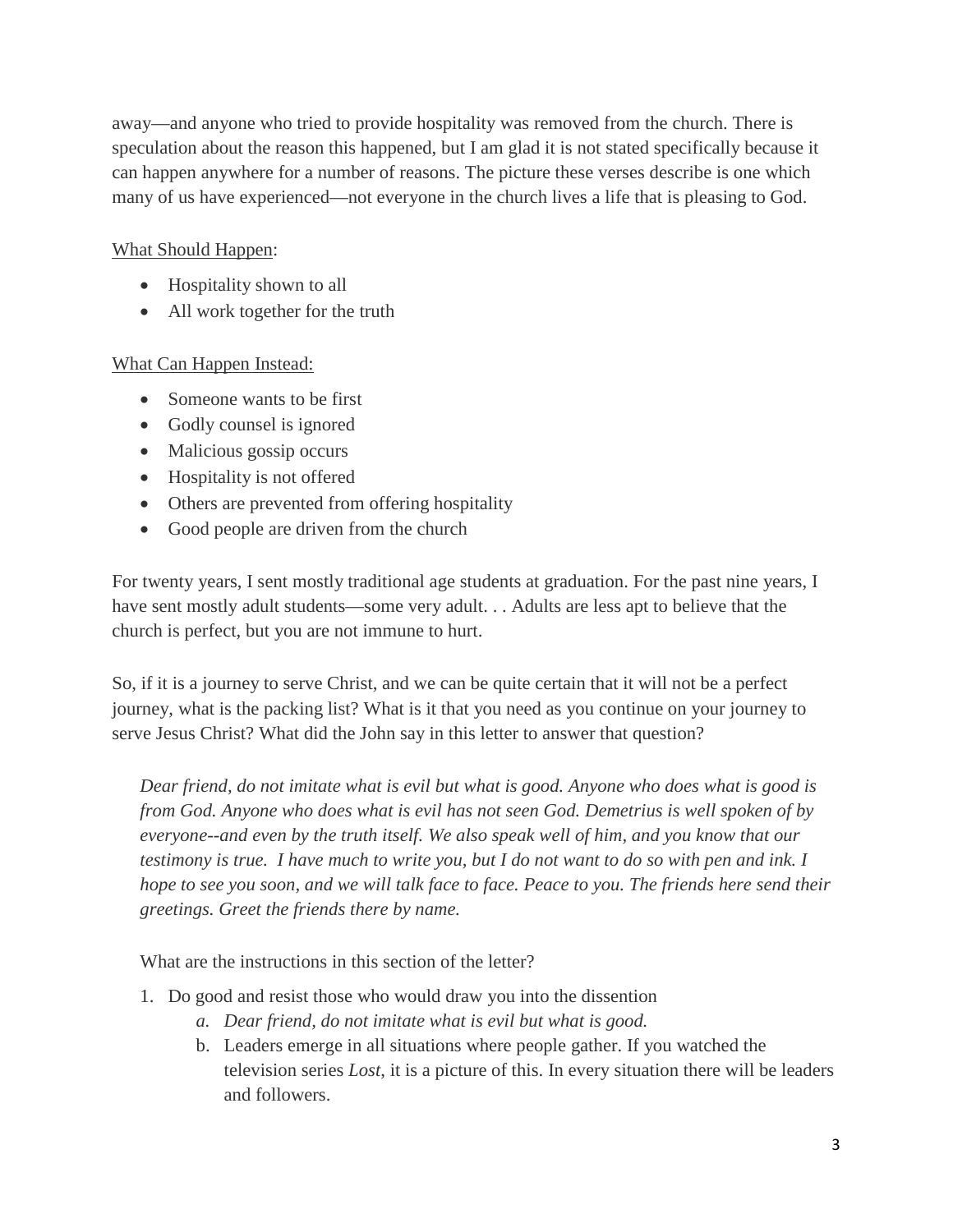away—and anyone who tried to provide hospitality was removed from the church. There is speculation about the reason this happened, but I am glad it is not stated specifically because it can happen anywhere for a number of reasons. The picture these verses describe is one which many of us have experienced—not everyone in the church lives a life that is pleasing to God.

<u>What Should Happen</u>:

- Hospitality shown to all
- All work together for the truth

<u>What Can Happen Instead:</u>

- Someone wants to be first
- Godly counsel is ignored
- Malicious gossip occurs
- Hospitality is not offered
- Others are prevented from offering hospitality
- Good people are driven from the church

For twenty years, I sent mostly traditional age students at graduation. For the past nine years, I have sent mostly adult students—some very adult. . . Adults are less apt to believe that the church is perfect, but you are not immune to hurt.

So, if it is a journey to serve Christ, and we can be quite certain that it will not be a perfect journey, what is the packing list? What is it that you need as you continue on your journey to serve Jesus Christ? What did the John say in this letter to answer that question?

> *Dear friend, do not imitate what is evil but what is good. Anyone who does what is good is from God. Anyone who does what is evil has not seen God. Demetrius is well spoken of by everyone--and even by the truth itself. We also speak well of him, and you know that our testimony is true. I have much to write you, but I do not want to do so with pen and ink. I hope to see you soon, and we will talk face to face. Peace to you. The friends here send their greetings. Greet the friends there by name.*

What are the instructions in this section of the letter?

1. Do good and resist those who would draw you into the dissention
   a. *Dear friend, do not imitate what is evil but what is good.*
   b. Leaders emerge in all situations where people gather. If you watched the television series *Lost*, it is a picture of this. In every situation there will be leaders and followers.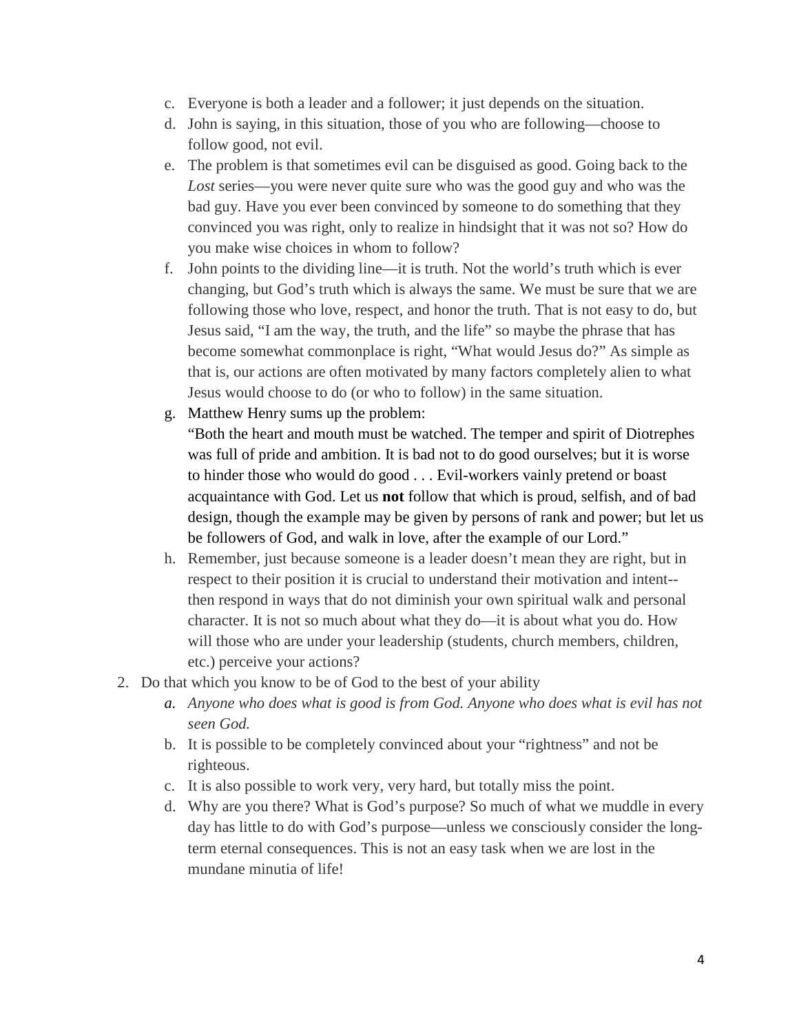c. Everyone is both a leader and a follower; it just depends on the situation.
d. John is saying, in this situation, those of you who are following—choose to follow good, not evil.
e. The problem is that sometimes evil can be disguised as good. Going back to the *Lost* series—you were never quite sure who was the good guy and who was the bad guy. Have you ever been convinced by someone to do something that they convinced you was right, only to realize in hindsight that it was not so? How do you make wise choices in whom to follow?
f. John points to the dividing line—it is truth. Not the world's truth which is ever changing, but God's truth which is always the same. We must be sure that we are following those who love, respect, and honor the truth. That is not easy to do, but Jesus said, "I am the way, the truth, and the life" so maybe the phrase that has become somewhat commonplace is right, "What would Jesus do?" As simple as that is, our actions are often motivated by many factors completely alien to what Jesus would choose to do (or who to follow) in the same situation.
g. Matthew Henry sums up the problem:
   "Both the heart and mouth must be watched. The temper and spirit of Diotrephes was full of pride and ambition. It is bad not to do good ourselves; but it is worse to hinder those who would do good . . . Evil-workers vainly pretend or boast acquaintance with God. Let us **not** follow that which is proud, selfish, and of bad design, though the example may be given by persons of rank and power; but let us be followers of God, and walk in love, after the example of our Lord."
h. Remember, just because someone is a leader doesn't mean they are right, but in respect to their position it is crucial to understand their motivation and intent--then respond in ways that do not diminish your own spiritual walk and personal character. It is not so much about what they do—it is about what you do. How will those who are under your leadership (students, church members, children, etc.) perceive your actions?

2. Do that which you know to be of God to the best of your ability
   a. *Anyone who does what is good is from God. Anyone who does what is evil has not seen God.*
   b. It is possible to be completely convinced about your "rightness" and not be righteous.
   c. It is also possible to work very, very hard, but totally miss the point.
   d. Why are you there? What is God's purpose? So much of what we muddle in every day has little to do with God's purpose—unless we consciously consider the long-term eternal consequences. This is not an easy task when we are lost in the mundane minutia of life!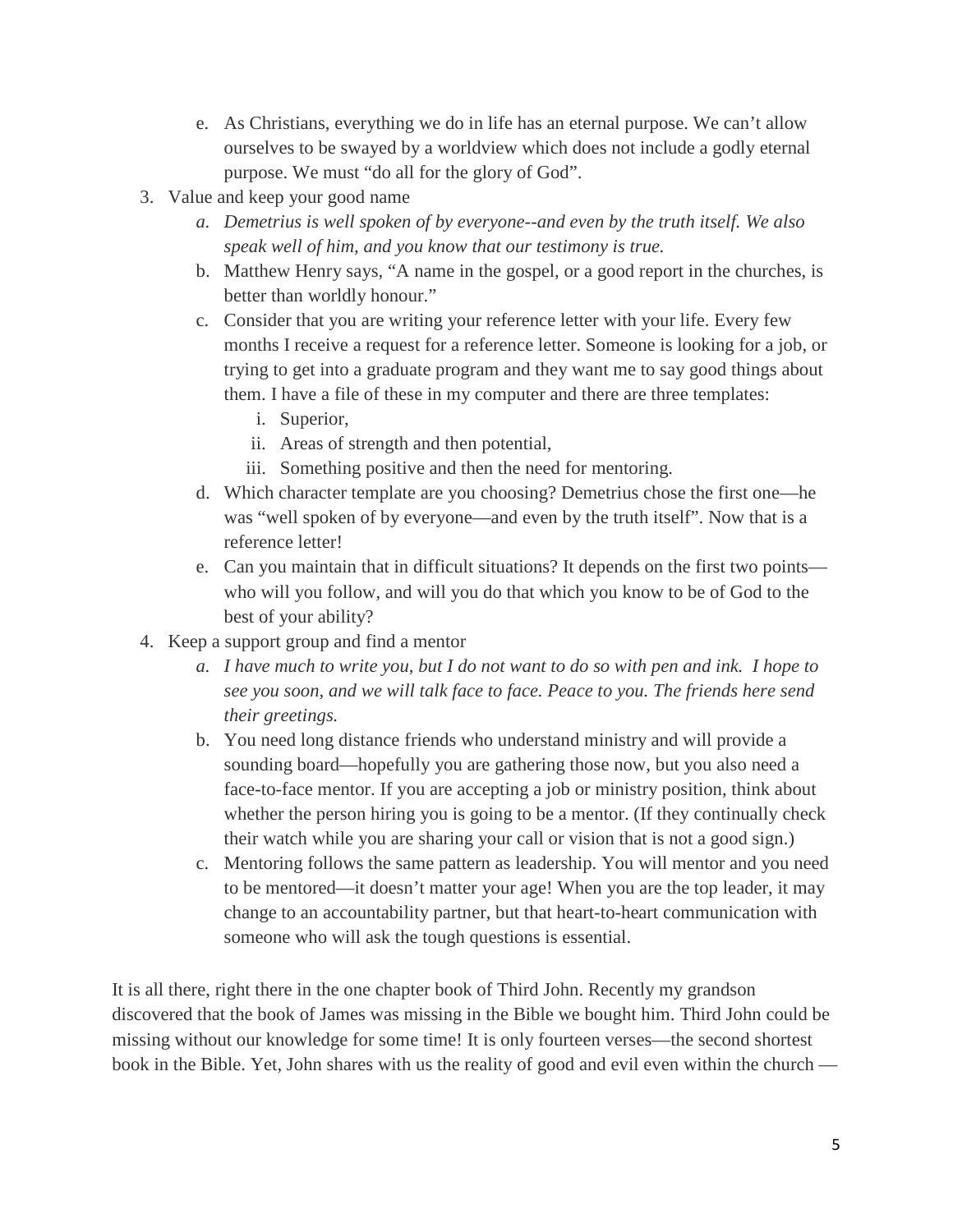e. As Christians, everything we do in life has an eternal purpose. We can't allow ourselves to be swayed by a worldview which does not include a godly eternal purpose. We must "do all for the glory of God".

3. Value and keep your good name
   a. *Demetrius is well spoken of by everyone--and even by the truth itself. We also speak well of him, and you know that our testimony is true.*
   b. Matthew Henry says, "A name in the gospel, or a good report in the churches, is better than worldly honour."
   c. Consider that you are writing your reference letter with your life. Every few months I receive a request for a reference letter. Someone is looking for a job, or trying to get into a graduate program and they want me to say good things about them. I have a file of these in my computer and there are three templates:
      i. Superior,
      ii. Areas of strength and then potential,
      iii. Something positive and then the need for mentoring.
   d. Which character template are you choosing? Demetrius chose the first one—he was "well spoken of by everyone—and even by the truth itself". Now that is a reference letter!
   e. Can you maintain that in difficult situations? It depends on the first two points—who will you follow, and will you do that which you know to be of God to the best of your ability?

4. Keep a support group and find a mentor
   a. *I have much to write you, but I do not want to do so with pen and ink. I hope to see you soon, and we will talk face to face. Peace to you. The friends here send their greetings.*
   b. You need long distance friends who understand ministry and will provide a sounding board—hopefully you are gathering those now, but you also need a face-to-face mentor. If you are accepting a job or ministry position, think about whether the person hiring you is going to be a mentor. (If they continually check their watch while you are sharing your call or vision that is not a good sign.)
   c. Mentoring follows the same pattern as leadership. You will mentor and you need to be mentored—it doesn't matter your age! When you are the top leader, it may change to an accountability partner, but that heart-to-heart communication with someone who will ask the tough questions is essential.

It is all there, right there in the one chapter book of Third John. Recently my grandson discovered that the book of James was missing in the Bible we bought him. Third John could be missing without our knowledge for some time! It is only fourteen verses—the second shortest book in the Bible. Yet, John shares with us the reality of good and evil even within the church —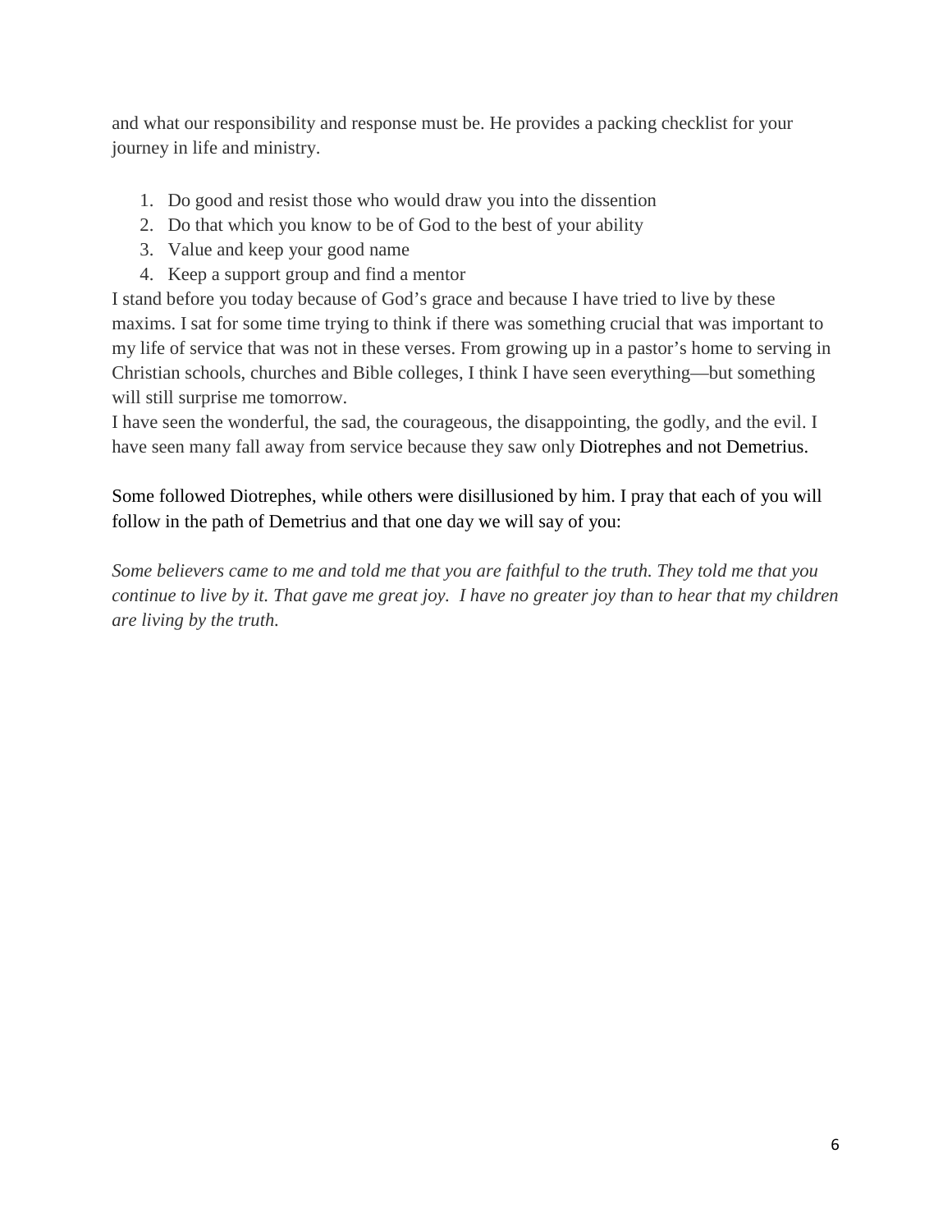and what our responsibility and response must be. He provides a packing checklist for your journey in life and ministry.

1. Do good and resist those who would draw you into the dissention
2. Do that which you know to be of God to the best of your ability
3. Value and keep your good name
4. Keep a support group and find a mentor

I stand before you today because of God's grace and because I have tried to live by these maxims. I sat for some time trying to think if there was something crucial that was important to my life of service that was not in these verses. From growing up in a pastor's home to serving in Christian schools, churches and Bible colleges, I think I have seen everything—but something will still surprise me tomorrow.

I have seen the wonderful, the sad, the courageous, the disappointing, the godly, and the evil. I have seen many fall away from service because they saw only Diotrephes and not Demetrius.

Some followed Diotrephes, while others were disillusioned by him. I pray that each of you will follow in the path of Demetrius and that one day we will say of you:

*Some believers came to me and told me that you are faithful to the truth. They told me that you continue to live by it. That gave me great joy. I have no greater joy than to hear that my children are living by the truth.*